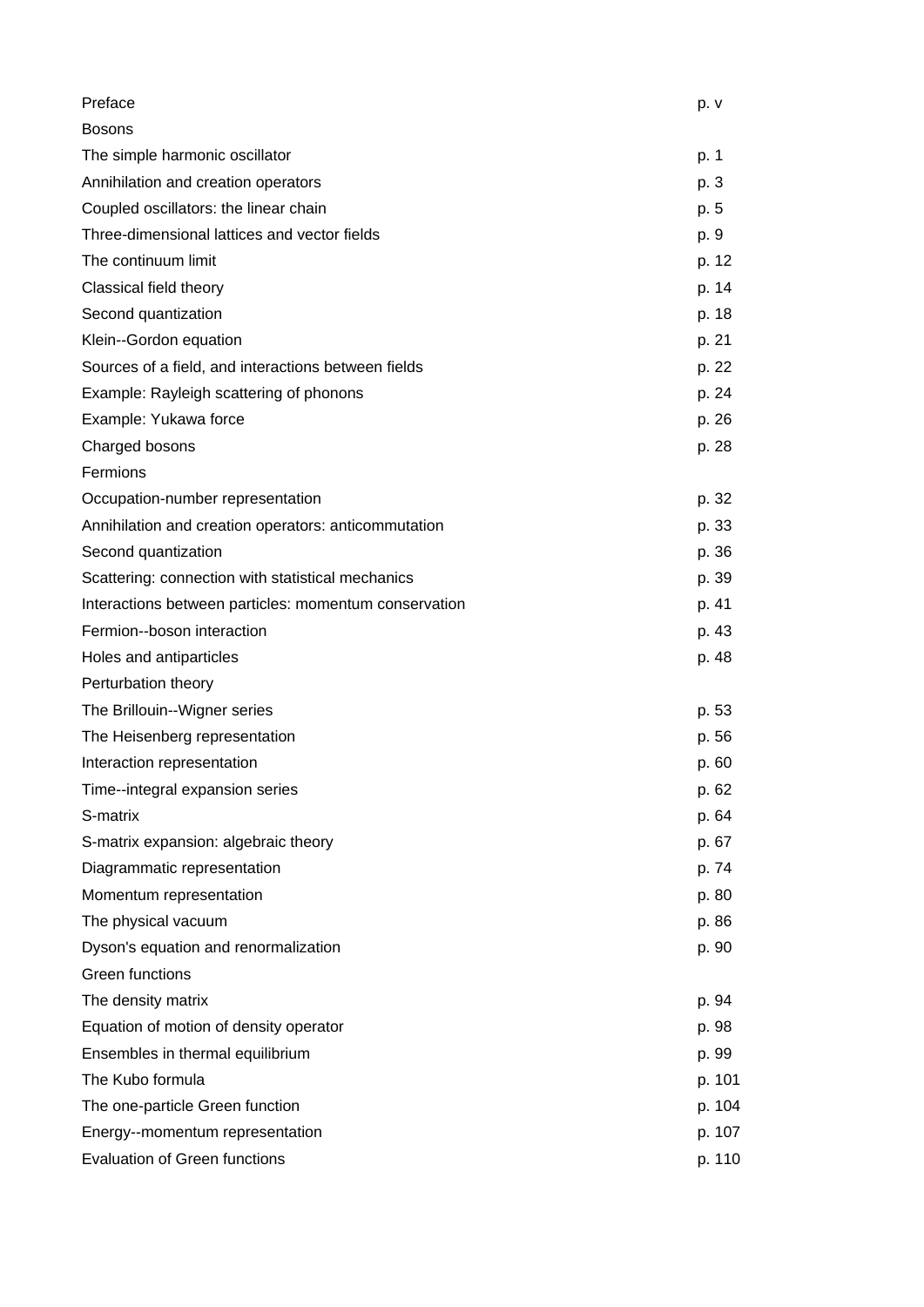| | |
|---|---|
| Preface | p. v |
| Bosons | |
| The simple harmonic oscillator | p. 1 |
| Annihilation and creation operators | p. 3 |
| Coupled oscillators: the linear chain | p. 5 |
| Three-dimensional lattices and vector fields | p. 9 |
| The continuum limit | p. 12 |
| Classical field theory | p. 14 |
| Second quantization | p. 18 |
| Klein--Gordon equation | p. 21 |
| Sources of a field, and interactions between fields | p. 22 |
| Example: Rayleigh scattering of phonons | p. 24 |
| Example: Yukawa force | p. 26 |
| Charged bosons | p. 28 |
| Fermions | |
| Occupation-number representation | p. 32 |
| Annihilation and creation operators: anticommutation | p. 33 |
| Second quantization | p. 36 |
| Scattering: connection with statistical mechanics | p. 39 |
| Interactions between particles: momentum conservation | p. 41 |
| Fermion--boson interaction | p. 43 |
| Holes and antiparticles | p. 48 |
| Perturbation theory | |
| The Brillouin--Wigner series | p. 53 |
| The Heisenberg representation | p. 56 |
| Interaction representation | p. 60 |
| Time--integral expansion series | p. 62 |
| S-matrix | p. 64 |
| S-matrix expansion: algebraic theory | p. 67 |
| Diagrammatic representation | p. 74 |
| Momentum representation | p. 80 |
| The physical vacuum | p. 86 |
| Dyson's equation and renormalization | p. 90 |
| Green functions | |
| The density matrix | p. 94 |
| Equation of motion of density operator | p. 98 |
| Ensembles in thermal equilibrium | p. 99 |
| The Kubo formula | p. 101 |
| The one-particle Green function | p. 104 |
| Energy--momentum representation | p. 107 |
| Evaluation of Green functions | p. 110 |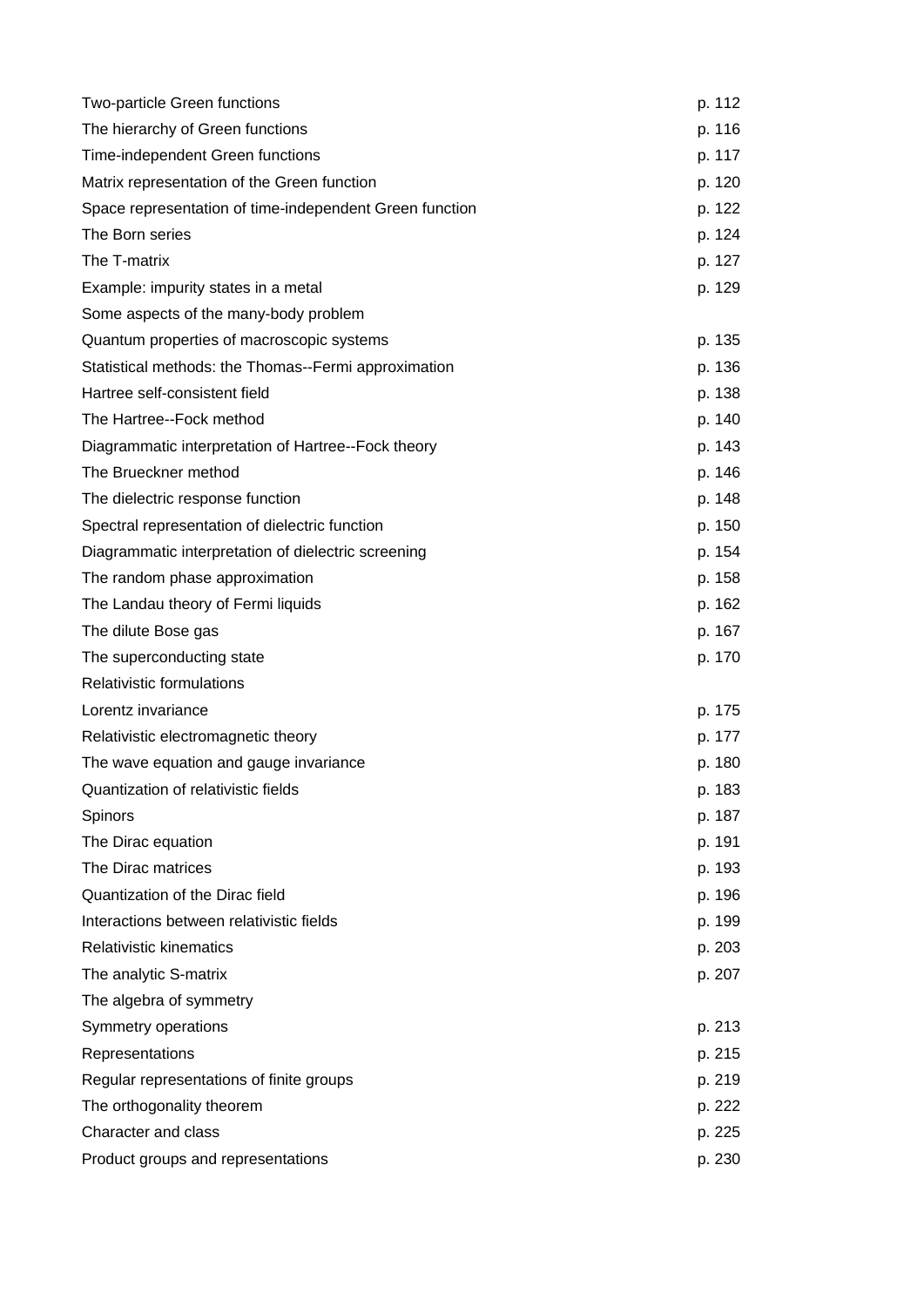| | |
|---|---|
| Two-particle Green functions | p. 112 |
| The hierarchy of Green functions | p. 116 |
| Time-independent Green functions | p. 117 |
| Matrix representation of the Green function | p. 120 |
| Space representation of time-independent Green function | p. 122 |
| The Born series | p. 124 |
| The T-matrix | p. 127 |
| Example: impurity states in a metal | p. 129 |
| Some aspects of the many-body problem | |
| Quantum properties of macroscopic systems | p. 135 |
| Statistical methods: the Thomas--Fermi approximation | p. 136 |
| Hartree self-consistent field | p. 138 |
| The Hartree--Fock method | p. 140 |
| Diagrammatic interpretation of Hartree--Fock theory | p. 143 |
| The Brueckner method | p. 146 |
| The dielectric response function | p. 148 |
| Spectral representation of dielectric function | p. 150 |
| Diagrammatic interpretation of dielectric screening | p. 154 |
| The random phase approximation | p. 158 |
| The Landau theory of Fermi liquids | p. 162 |
| The dilute Bose gas | p. 167 |
| The superconducting state | p. 170 |
| Relativistic formulations | |
| Lorentz invariance | p. 175 |
| Relativistic electromagnetic theory | p. 177 |
| The wave equation and gauge invariance | p. 180 |
| Quantization of relativistic fields | p. 183 |
| Spinors | p. 187 |
| The Dirac equation | p. 191 |
| The Dirac matrices | p. 193 |
| Quantization of the Dirac field | p. 196 |
| Interactions between relativistic fields | p. 199 |
| Relativistic kinematics | p. 203 |
| The analytic S-matrix | p. 207 |
| The algebra of symmetry | |
| Symmetry operations | p. 213 |
| Representations | p. 215 |
| Regular representations of finite groups | p. 219 |
| The orthogonality theorem | p. 222 |
| Character and class | p. 225 |
| Product groups and representations | p. 230 |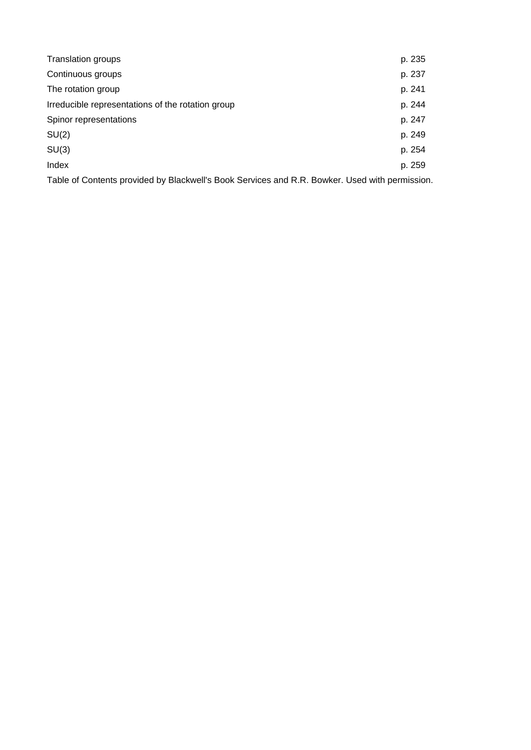| | |
|---|---|
| Translation groups | p. 235 |
| Continuous groups | p. 237 |
| The rotation group | p. 241 |
| Irreducible representations of the rotation group | p. 244 |
| Spinor representations | p. 247 |
| SU(2) | p. 249 |
| SU(3) | p. 254 |
| Index | p. 259 |

Table of Contents provided by Blackwell's Book Services and R.R. Bowker. Used with permission.